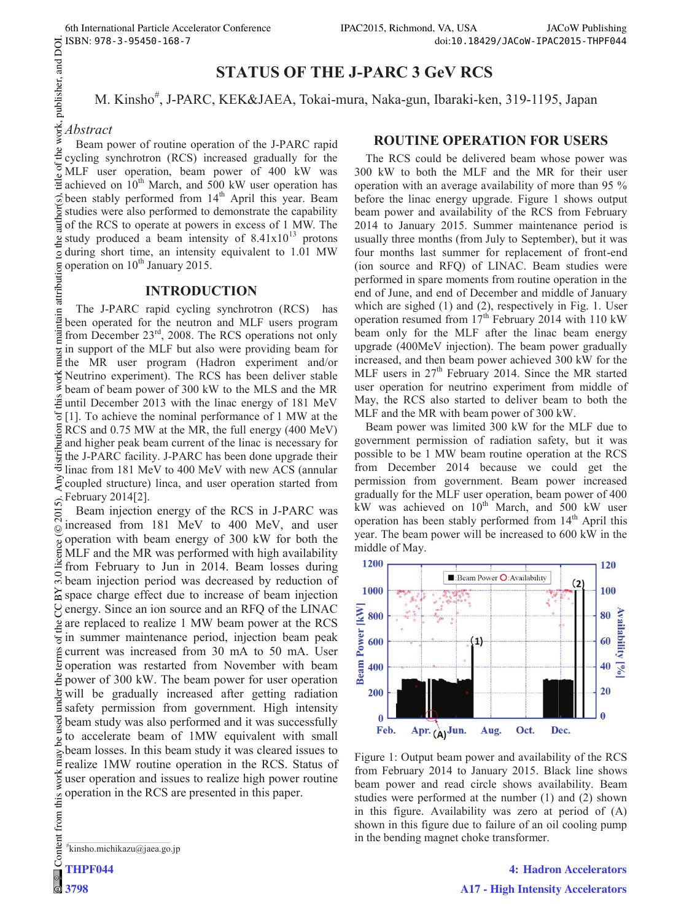# STATUS OF THE J-PARC 3 GeV RCS

M. Kinsho[#], J-PARC, KEK&JAEA, Tokai-mura, Naka-gun, Ibaraki-ken, 319-1195, Japan

## *Abstract*

Beam power of routine operation of the J-PARC rapid cycling synchrotron (RCS) increased gradually for the MLF user operation, beam power of 400 kW was achieved on 10th March, and 500 kW user operation has been stably performed from 14th April this year. Beam studies were also performed to demonstrate the capability of the RCS to operate at powers in excess of 1 MW. The study produced a beam intensity of $8.41 \times 10^{13}$ protons during short time, an intensity equivalent to 1.01 MW operation on 10th January 2015.

## INTRODUCTION

The J-PARC rapid cycling synchrotron (RCS) has been operated for the neutron and MLF users program from December 23rd, 2008. The RCS operations not only in support of the MLF but also were providing beam for the MR user program (Hadron experiment and/or Neutrino experiment). The RCS has been deliver stable beam of beam power of 300 kW to the MLS and the MR until December 2013 with the linac energy of 181 MeV [1]. To achieve the nominal performance of 1 MW at the RCS and 0.75 MW at the MR, the full energy (400 MeV) and higher peak beam current of the linac is necessary for the J-PARC facility. J-PARC has been done upgrade their linac from 181 MeV to 400 MeV with new ACS (annular coupled structure) linca, and user operation started from February 2014[2].

Beam injection energy of the RCS in J-PARC was increased from 181 MeV to 400 MeV, and user operation with beam energy of 300 kW for both the MLF and the MR was performed with high availability from February to Jun in 2014. Beam losses during beam injection period was decreased by reduction of space charge effect due to increase of beam injection energy. Since an ion source and an RFQ of the LINAC are replaced to realize 1 MW beam power at the RCS in summer maintenance period, injection beam peak current was increased from 30 mA to 50 mA. User operation was restarted from November with beam power of 300 kW. The beam power for user operation will be gradually increased after getting radiation safety permission from government. High intensity beam study was also performed and it was successfully to accelerate beam of 1MW equivalent with small beam losses. In this beam study it was cleared issues to realize 1MW routine operation in the RCS. Status of user operation and issues to realize high power routine operation in the RCS are presented in this paper.

## ROUTINE OPERATION FOR USERS

The RCS could be delivered beam whose power was 300 kW to both the MLF and the MR for their user operation with an average availability of more than 95 % before the linac energy upgrade. Figure 1 shows output beam power and availability of the RCS from February 2014 to January 2015. Summer maintenance period is usually three months (from July to September), but it was four months last summer for replacement of front-end (ion source and RFQ) of LINAC. Beam studies were performed in spare moments from routine operation in the end of June, and end of December and middle of January which are sighed (1) and (2), respectively in Fig. 1. User operation resumed from 17th February 2014 with 110 kW beam only for the MLF after the linac beam energy upgrade (400MeV injection). The beam power gradually increased, and then beam power achieved 300 kW for the MLF users in 27th February 2014. Since the MR started user operation for neutrino experiment from middle of May, the RCS also started to deliver beam to both the MLF and the MR with beam power of 300 kW.

Beam power was limited 300 kW for the MLF due to government permission of radiation safety, but it was possible to be 1 MW beam routine operation at the RCS from December 2014 because we could get the permission from government. Beam power increased gradually for the MLF user operation, beam power of 400 kW was achieved on 10th March, and 500 kW user operation has been stably performed from 14th April this year. The beam power will be increased to 600 kW in the middle of May.

Figure 1: Output beam power and availability of the RCS from February 2014 to January 2015. Black line shows beam power and read circle shows availability. Beam studies were performed at the number (1) and (2) shown in this figure. Availability was zero at period of (A) shown in this figure due to failure of an oil cooling pump in the bending magnet choke transformer.

---

[#] kinsho.michikazu@jaea.go.jp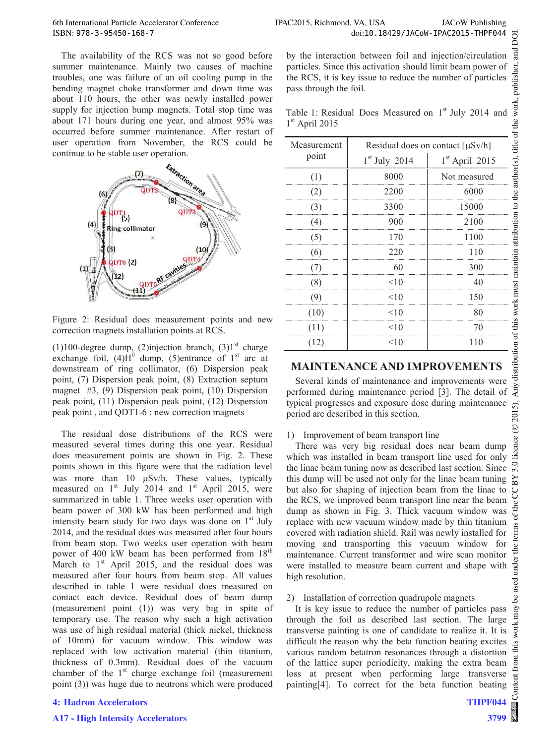The availability of the RCS was not so good before summer maintenance. Mainly two causes of machine troubles, one was failure of an oil cooling pump in the bending magnet choke transformer and down time was about 110 hours, the other was newly installed power supply for injection bump magnets. Total stop time was about 171 hours during one year, and almost 95% was occurred before summer maintenance. After restart of user operation from November, the RCS could be continue to be stable user operation.

Figure 2: Residual does measurement points and new correction magnets installation points at RCS.

(1)100-degree dump, (2)injection branch, (3)1st charge exchange foil, (4)$H^0$ dump, (5)entrance of 1st arc at downstream of ring collimator, (6) Dispersion peak point, (7) Dispersion peak point, (8) Extraction septum magnet #3, (9) Dispersion peak point, (10) Dispersion peak point, (11) Dispersion peak point, (12) Dispersion peak point , and QDT1-6 : new correction magnets

The residual dose distributions of the RCS were measured several times during this one year. Residual does measurement points are shown in Fig. 2. These points shown in this figure were that the radiation level was more than 10 μSv/h. These values, typically measured on 1st July 2014 and 1st April 2015, were summarized in table 1. Three weeks user operation with beam power of 300 kW has been performed and high intensity beam study for two days was done on 1st July 2014, and the residual does was measured after four hours from beam stop. Two weeks user operation with beam power of 400 kW beam has been performed from 18th March to 1st April 2015, and the residual does was measured after four hours from beam stop. All values described in table 1 were residual does measured on contact each device. Residual does of beam dump (measurement point (1)) was very big in spite of temporary use. The reason why such a high activation was use of high residual material (thick nickel, thickness of 10mm) for vacuum window. This window was replaced with low activation material (thin titanium, thickness of 0.3mm). Residual does of the vacuum chamber of the 1st charge exchange foil (measurement point (3)) was huge due to neutrons which were produced by the interaction between foil and injection/circulation particles. Since this activation should limit beam power of the RCS, it is key issue to reduce the number of particles pass through the foil.

Table 1: Residual Does Measured on 1st July 2014 and 1st April 2015

| Measurement point | Residual does on contact [μSv/h] | |
|---|---|---|
| | 1st July 2014 | 1st April 2015 |
| (1) | 8000 | Not measured |
| (2) | 2200 | 6000 |
| (3) | 3300 | 15000 |
| (4) | 900 | 2100 |
| (5) | 170 | 1100 |
| (6) | 220 | 110 |
| (7) | 60 | 300 |
| (8) | <10 | 40 |
| (9) | <10 | 150 |
| (10) | <10 | 80 |
| (11) | <10 | 70 |
| (12) | <10 | 110 |

## MAINTENANCE AND IMPROVEMENTS

Several kinds of maintenance and improvements were performed during maintenance period [3]. The detail of typical progresses and exposure dose during maintenance period are described in this section.

1) Improvement of beam transport line

There was very big residual does near beam dump which was installed in beam transport line used for only the linac beam tuning now as described last section. Since this dump will be used not only for the linac beam tuning but also for shaping of injection beam from the linac to the RCS, we improved beam transport line near the beam dump as shown in Fig. 3. Thick vacuum window was replace with new vacuum window made by thin titanium covered with radiation shield. Rail was newly installed for moving and transporting this vacuum window for maintenance. Current transformer and wire scan monitor were installed to measure beam current and shape with high resolution.

2) Installation of correction quadrupole magnets

It is key issue to reduce the number of particles pass through the foil as described last section. The large transverse painting is one of candidate to realize it. It is difficult the reason why the beta function beating excites various random betatron resonances through a distortion of the lattice super periodicity, making the extra beam loss at present when performing large transverse painting[4]. To correct for the beta function beating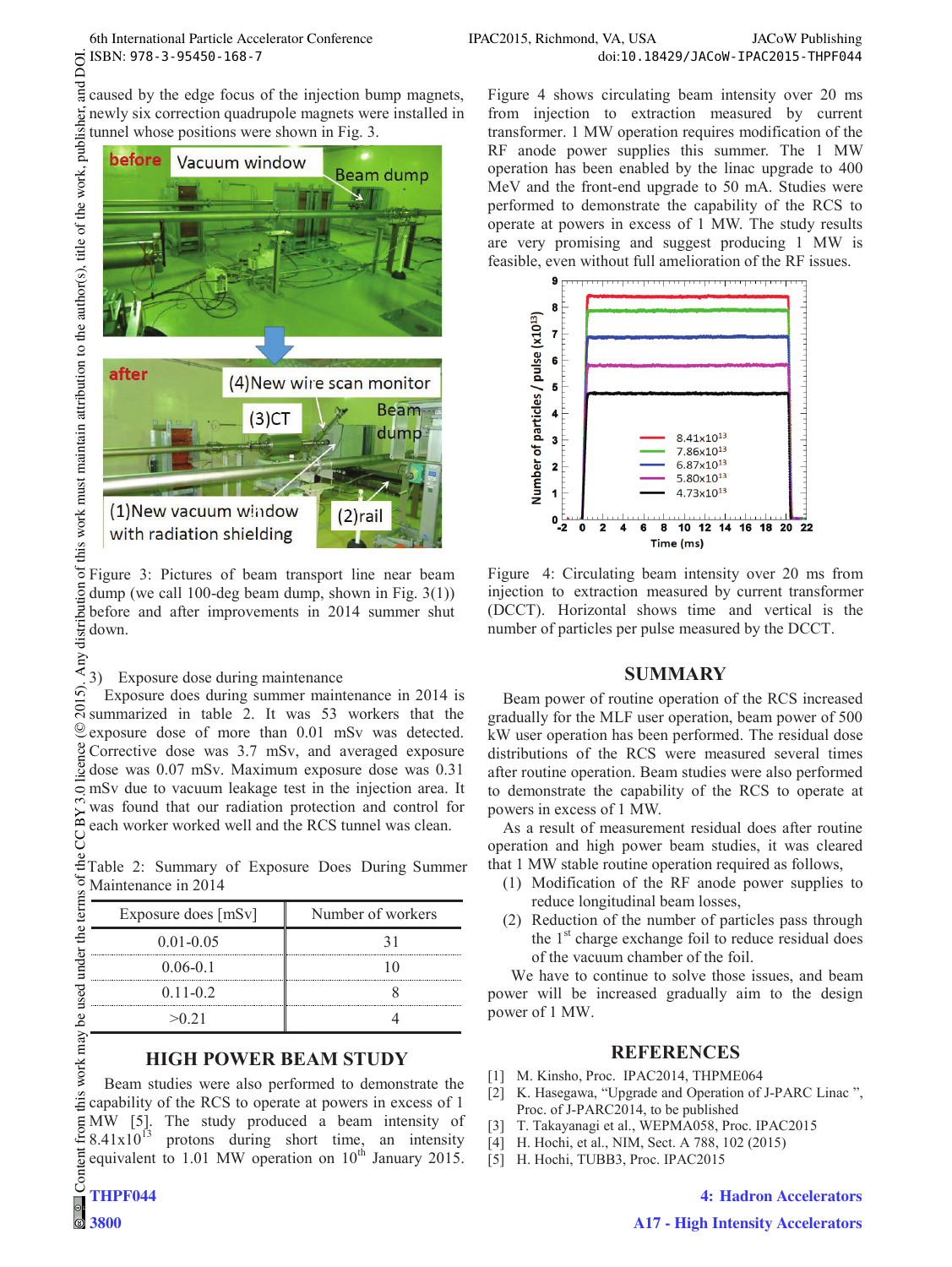caused by the edge focus of the injection bump magnets, newly six correction quadrupole magnets were installed in tunnel whose positions were shown in Fig. 3.

before
Vacuum window
Beam dump

after
(4)New wire scan monitor
(3)CT
Beam dump
(1)New vacuum window with radiation shielding
(2)rail

Figure 3: Pictures of beam transport line near beam dump (we call 100-deg beam dump, shown in Fig. 3(1)) before and after improvements in 2014 summer shut down.

3) Exposure dose during maintenance

Exposure does during summer maintenance in 2014 is summarized in table 2. It was 53 workers that the exposure dose of more than 0.01 mSv was detected. Corrective dose was 3.7 mSv, and averaged exposure dose was 0.07 mSv. Maximum exposure dose was 0.31 mSv due to vacuum leakage test in the injection area. It was found that our radiation protection and control for each worker worked well and the RCS tunnel was clean.

Table 2: Summary of Exposure Does During Summer Maintenance in 2014

| Exposure does [mSv] | Number of workers |
|---|---|
| 0.01-0.05 | 31 |
| 0.06-0.1 | 10 |
| 0.11-0.2 | 8 |
| >0.21 | 4 |

## HIGH POWER BEAM STUDY

Beam studies were also performed to demonstrate the capability of the RCS to operate at powers in excess of 1 MW [5]. The study produced a beam intensity of $8.41\times10^{13}$ protons during short time, an intensity equivalent to 1.01 MW operation on 10th January 2015. Figure 4 shows circulating beam intensity over 20 ms from injection to extraction measured by current transformer. 1 MW operation requires modification of the RF anode power supplies this summer. The 1 MW operation has been enabled by the linac upgrade to 400 MeV and the front-end upgrade to 50 mA. Studies were performed to demonstrate the capability of the RCS to operate at powers in excess of 1 MW. The study results are very promising and suggest producing 1 MW is feasible, even without full amelioration of the RF issues.

Number of particles / pulse (x10$^{13}$)
Time (ms)
$8.41\times10^{13}$
$7.86\times10^{13}$
$6.87\times10^{13}$
$5.80\times10^{13}$
$4.73\times10^{13}$

Figure 4: Circulating beam intensity over 20 ms from injection to extraction measured by current transformer (DCCT). Horizontal shows time and vertical is the number of particles per pulse measured by the DCCT.

## SUMMARY

Beam power of routine operation of the RCS increased gradually for the MLF user operation, beam power of 500 kW user operation has been performed. The residual dose distributions of the RCS were measured several times after routine operation. Beam studies were also performed to demonstrate the capability of the RCS to operate at powers in excess of 1 MW.

As a result of measurement residual does after routine operation and high power beam studies, it was cleared that 1 MW stable routine operation required as follows,

(1) Modification of the RF anode power supplies to reduce longitudinal beam losses,
(2) Reduction of the number of particles pass through the 1st charge exchange foil to reduce residual does of the vacuum chamber of the foil.

We have to continue to solve those issues, and beam power will be increased gradually aim to the design power of 1 MW.

## REFERENCES

[1] M. Kinsho, Proc. IPAC2014, THPME064
[2] K. Hasegawa, "Upgrade and Operation of J-PARC Linac ", Proc. of J-PARC2014, to be published
[3] T. Takayanagi et al., WEPMA058, Proc. IPAC2015
[4] H. Hochi, et al., NIM, Sect. A 788, 102 (2015)
[5] H. Hochi, TUBB3, Proc. IPAC2015